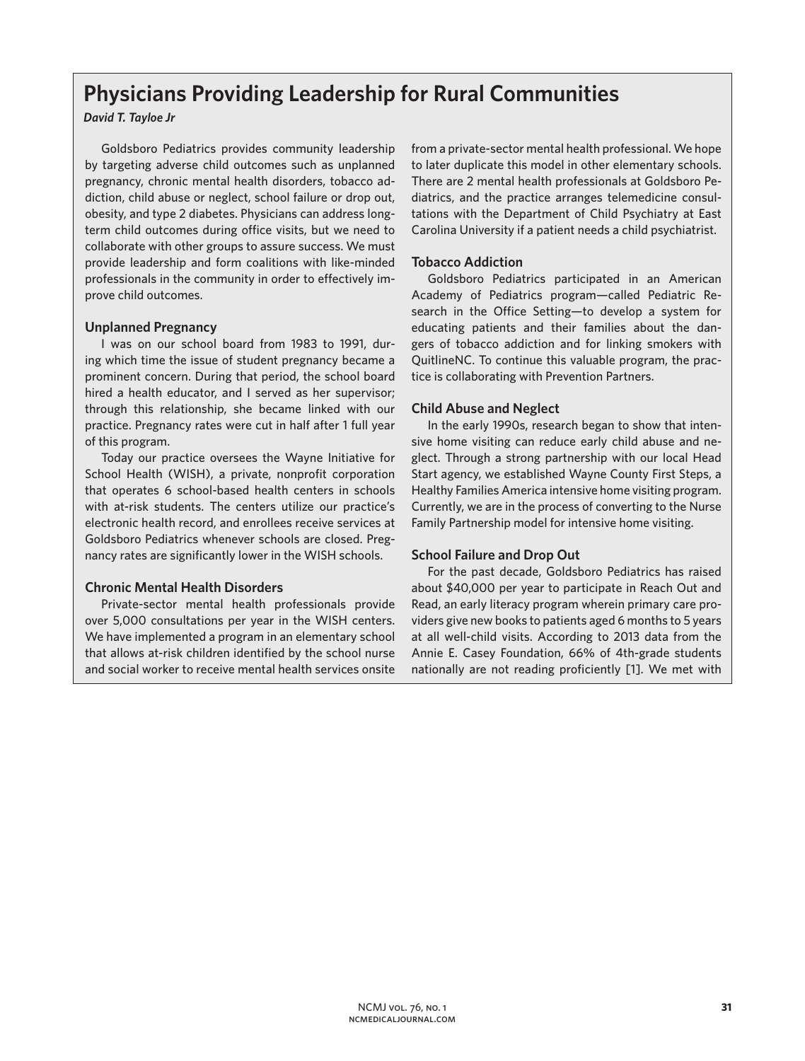# Physicians Providing Leadership for Rural Communities

***David T. Tayloe Jr***

Goldsboro Pediatrics provides community leadership by targeting adverse child outcomes such as unplanned pregnancy, chronic mental health disorders, tobacco addiction, child abuse or neglect, school failure or drop out, obesity, and type 2 diabetes. Physicians can address long-term child outcomes during office visits, but we need to collaborate with other groups to assure success. We must provide leadership and form coalitions with like-minded professionals in the community in order to effectively improve child outcomes.

### Unplanned Pregnancy

I was on our school board from 1983 to 1991, during which time the issue of student pregnancy became a prominent concern. During that period, the school board hired a health educator, and I served as her supervisor; through this relationship, she became linked with our practice. Pregnancy rates were cut in half after 1 full year of this program.

Today our practice oversees the Wayne Initiative for School Health (WISH), a private, nonprofit corporation that operates 6 school-based health centers in schools with at-risk students. The centers utilize our practice's electronic health record, and enrollees receive services at Goldsboro Pediatrics whenever schools are closed. Pregnancy rates are significantly lower in the WISH schools.

### Chronic Mental Health Disorders

Private-sector mental health professionals provide over 5,000 consultations per year in the WISH centers. We have implemented a program in an elementary school that allows at-risk children identified by the school nurse and social worker to receive mental health services onsite from a private-sector mental health professional. We hope to later duplicate this model in other elementary schools. There are 2 mental health professionals at Goldsboro Pediatrics, and the practice arranges telemedicine consultations with the Department of Child Psychiatry at East Carolina University if a patient needs a child psychiatrist.

### Tobacco Addiction

Goldsboro Pediatrics participated in an American Academy of Pediatrics program—called Pediatric Research in the Office Setting—to develop a system for educating patients and their families about the dangers of tobacco addiction and for linking smokers with QuitlineNC. To continue this valuable program, the practice is collaborating with Prevention Partners.

### Child Abuse and Neglect

In the early 1990s, research began to show that intensive home visiting can reduce early child abuse and neglect. Through a strong partnership with our local Head Start agency, we established Wayne County First Steps, a Healthy Families America intensive home visiting program. Currently, we are in the process of converting to the Nurse Family Partnership model for intensive home visiting.

### School Failure and Drop Out

For the past decade, Goldsboro Pediatrics has raised about $40,000 per year to participate in Reach Out and Read, an early literacy program wherein primary care providers give new books to patients aged 6 months to 5 years at all well-child visits. According to 2013 data from the Annie E. Casey Foundation, 66% of 4th-grade students nationally are not reading proficiently [1]. We met with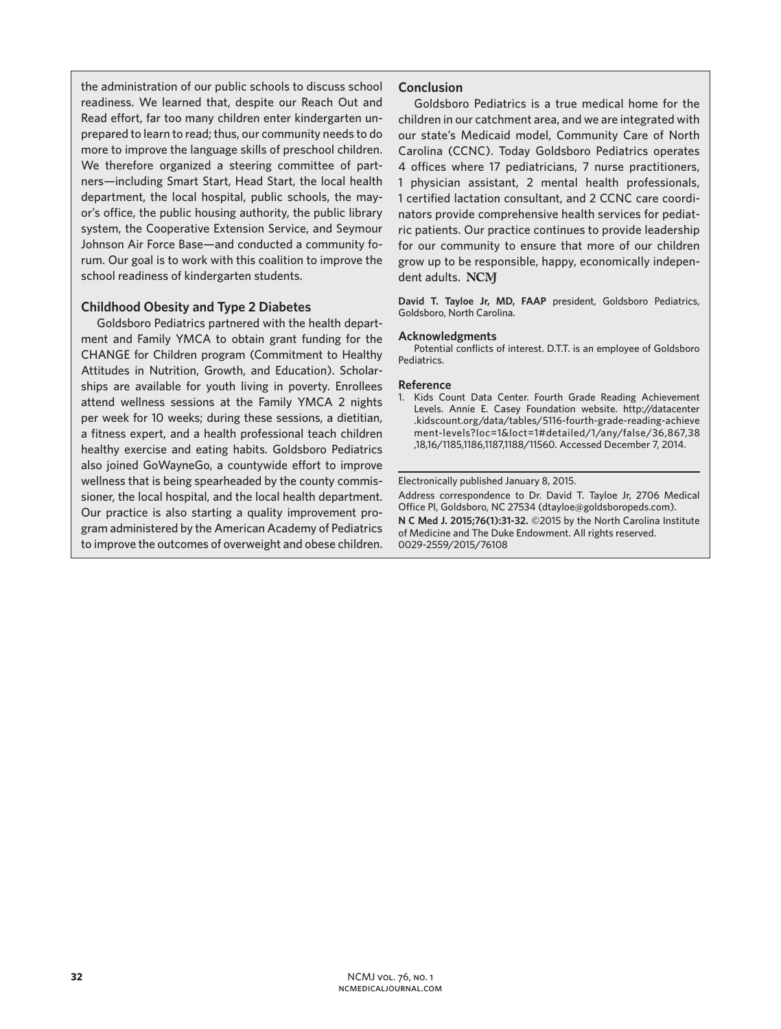the administration of our public schools to discuss school readiness. We learned that, despite our Reach Out and Read effort, far too many children enter kindergarten unprepared to learn to read; thus, our community needs to do more to improve the language skills of preschool children. We therefore organized a steering committee of partners—including Smart Start, Head Start, the local health department, the local hospital, public schools, the mayor's office, the public housing authority, the public library system, the Cooperative Extension Service, and Seymour Johnson Air Force Base—and conducted a community forum. Our goal is to work with this coalition to improve the school readiness of kindergarten students.

### Childhood Obesity and Type 2 Diabetes

Goldsboro Pediatrics partnered with the health department and Family YMCA to obtain grant funding for the CHANGE for Children program (Commitment to Healthy Attitudes in Nutrition, Growth, and Education). Scholarships are available for youth living in poverty. Enrollees attend wellness sessions at the Family YMCA 2 nights per week for 10 weeks; during these sessions, a dietitian, a fitness expert, and a health professional teach children healthy exercise and eating habits. Goldsboro Pediatrics also joined GoWayneGo, a countywide effort to improve wellness that is being spearheaded by the county commissioner, the local hospital, and the local health department. Our practice is also starting a quality improvement program administered by the American Academy of Pediatrics to improve the outcomes of overweight and obese children.

### Conclusion

Goldsboro Pediatrics is a true medical home for the children in our catchment area, and we are integrated with our state's Medicaid model, Community Care of North Carolina (CCNC). Today Goldsboro Pediatrics operates 4 offices where 17 pediatricians, 7 nurse practitioners, 1 physician assistant, 2 mental health professionals, 1 certified lactation consultant, and 2 CCNC care coordinators provide comprehensive health services for pediatric patients. Our practice continues to provide leadership for our community to ensure that more of our children grow up to be responsible, happy, economically independent adults. NCMJ

**David T. Tayloe Jr, MD, FAAP** president, Goldsboro Pediatrics, Goldsboro, North Carolina.

#### Acknowledgments

Potential conflicts of interest. D.T.T. is an employee of Goldsboro Pediatrics.

#### Reference

1. Kids Count Data Center. Fourth Grade Reading Achievement Levels. Annie E. Casey Foundation website. http://datacenter.kidscount.org/data/tables/5116-fourth-grade-reading-achievement-levels?loc=1&loct=1#detailed/1/any/false/36,867,38,18,16/1185,1186,1187,1188/11560. Accessed December 7, 2014.

Electronically published January 8, 2015.

Address correspondence to Dr. David T. Tayloe Jr, 2706 Medical Office Pl, Goldsboro, NC 27534 (dtayloe@goldsboropeds.com).

**N C Med J. 2015;76(1):31-32.** ©2015 by the North Carolina Institute of Medicine and The Duke Endowment. All rights reserved. 0029-2559/2015/76108